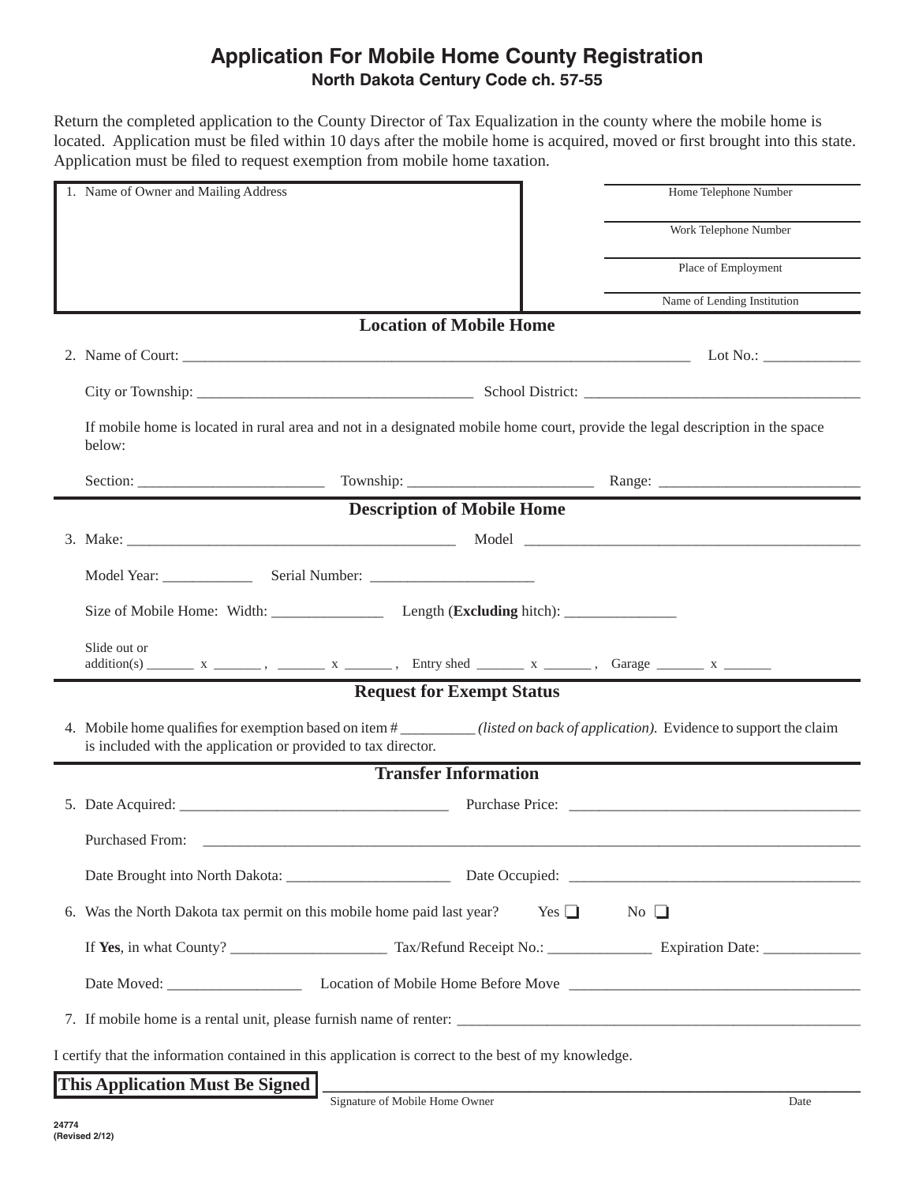# Application For Mobile Home County Registration

**North Dakota Century Code ch. 57-55**

Return the completed application to the County Director of Tax Equalization in the county where the mobile home is located. Application must be filed within 10 days after the mobile home is acquired, moved or first brought into this state. Application must be filed to request exemption from mobile home taxation.

1. Name of Owner and Mailing Address

Home Telephone Number

Work Telephone Number

Place of Employment

Name of Lending Institution

## Location of Mobile Home

2. Name of Court: ____________________ Lot No.: ____________

   City or Township: ____________________ School District: ____________________

   If mobile home is located in rural area and not in a designated mobile home court, provide the legal description in the space below:

   Section: ____________ Township: ____________ Range: ____________

## Description of Mobile Home

3. Make: ____________________ Model ____________________

   Model Year: ____________ Serial Number: ____________________

   Size of Mobile Home: Width: ______________ Length (**Excluding** hitch): ______________

   Slide out or addition(s) _______ x _______ , _______ x _______ , Entry shed _______ x _______ , Garage _______ x _______

## Request for Exempt Status

4. Mobile home qualifies for exemption based on item # __________ *(listed on back of application).* Evidence to support the claim is included with the application or provided to tax director.

## Transfer Information

5. Date Acquired: ____________________ Purchase Price: ____________________

   Purchased From: ________________________________________

   Date Brought into North Dakota: ____________________ Date Occupied: ____________________

6. Was the North Dakota tax permit on this mobile home paid last year? Yes ❑ No ❑

   If **Yes**, in what County? ____________________ Tax/Refund Receipt No.: ______________ Expiration Date: ____________

   Date Moved: _________________ Location of Mobile Home Before Move ____________________

7. If mobile home is a rental unit, please furnish name of renter: ________________________________________

I certify that the information contained in this application is correct to the best of my knowledge.

**This Application Must Be Signed** ________________________________________

Signature of Mobile Home Owner Date

24774
(Revised 2/12)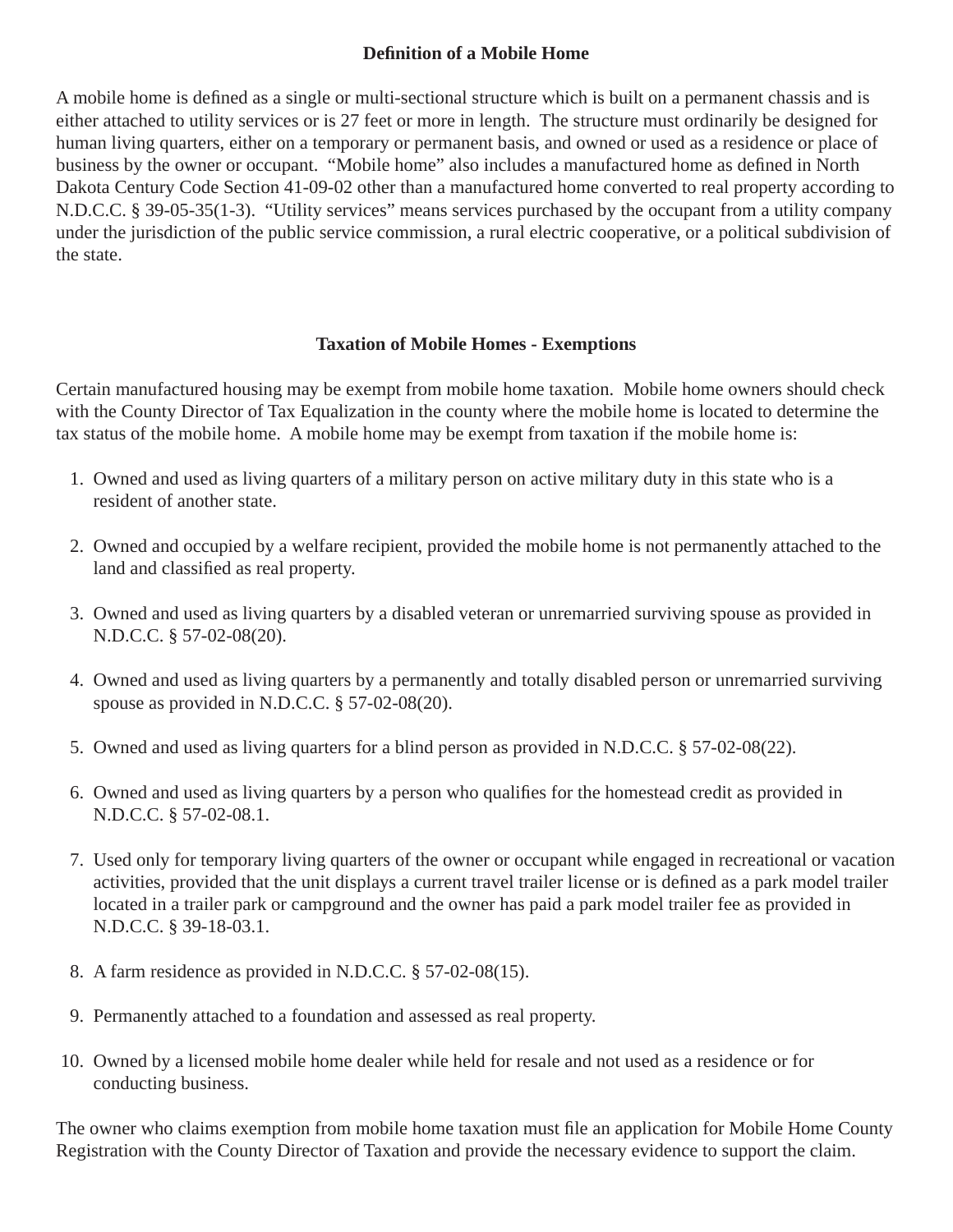## Definition of a Mobile Home

A mobile home is defined as a single or multi-sectional structure which is built on a permanent chassis and is either attached to utility services or is 27 feet or more in length. The structure must ordinarily be designed for human living quarters, either on a temporary or permanent basis, and owned or used as a residence or place of business by the owner or occupant. "Mobile home" also includes a manufactured home as defined in North Dakota Century Code Section 41-09-02 other than a manufactured home converted to real property according to N.D.C.C. § 39-05-35(1-3). "Utility services" means services purchased by the occupant from a utility company under the jurisdiction of the public service commission, a rural electric cooperative, or a political subdivision of the state.

## Taxation of Mobile Homes - Exemptions

Certain manufactured housing may be exempt from mobile home taxation. Mobile home owners should check with the County Director of Tax Equalization in the county where the mobile home is located to determine the tax status of the mobile home. A mobile home may be exempt from taxation if the mobile home is:

1. Owned and used as living quarters of a military person on active military duty in this state who is a resident of another state.
2. Owned and occupied by a welfare recipient, provided the mobile home is not permanently attached to the land and classified as real property.
3. Owned and used as living quarters by a disabled veteran or unremarried surviving spouse as provided in N.D.C.C. § 57-02-08(20).
4. Owned and used as living quarters by a permanently and totally disabled person or unremarried surviving spouse as provided in N.D.C.C. § 57-02-08(20).
5. Owned and used as living quarters for a blind person as provided in N.D.C.C. § 57-02-08(22).
6. Owned and used as living quarters by a person who qualifies for the homestead credit as provided in N.D.C.C. § 57-02-08.1.
7. Used only for temporary living quarters of the owner or occupant while engaged in recreational or vacation activities, provided that the unit displays a current travel trailer license or is defined as a park model trailer located in a trailer park or campground and the owner has paid a park model trailer fee as provided in N.D.C.C. § 39-18-03.1.
8. A farm residence as provided in N.D.C.C. § 57-02-08(15).
9. Permanently attached to a foundation and assessed as real property.
10. Owned by a licensed mobile home dealer while held for resale and not used as a residence or for conducting business.

The owner who claims exemption from mobile home taxation must file an application for Mobile Home County Registration with the County Director of Taxation and provide the necessary evidence to support the claim.